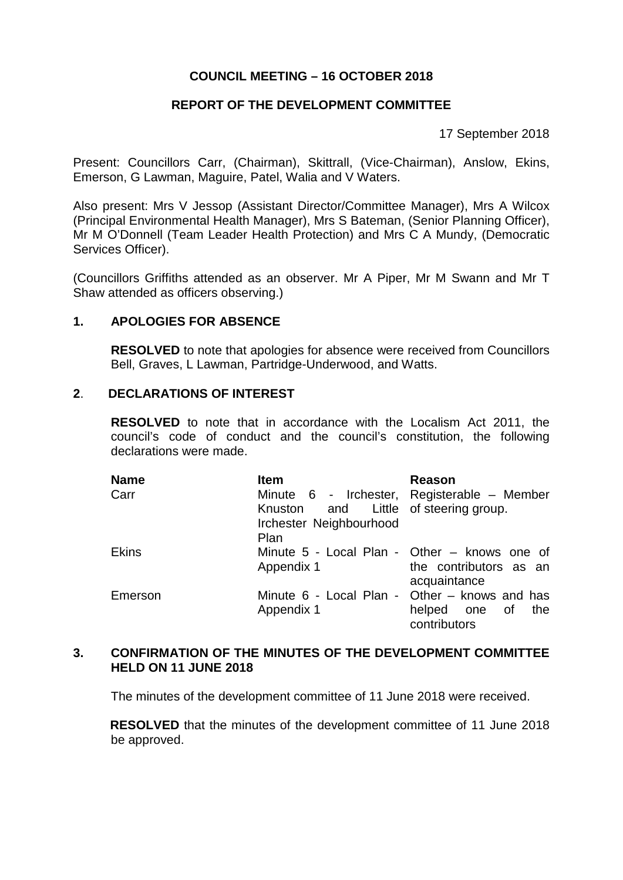**COUNCIL MEETING – 16 OCTOBER 2018**

**REPORT OF THE DEVELOPMENT COMMITTEE**

17 September 2018

Present: Councillors Carr, (Chairman), Skittrall, (Vice-Chairman), Anslow, Ekins, Emerson, G Lawman, Maguire, Patel, Walia and V Waters.

Also present: Mrs V Jessop (Assistant Director/Committee Manager), Mrs A Wilcox (Principal Environmental Health Manager), Mrs S Bateman, (Senior Planning Officer), Mr M O'Donnell (Team Leader Health Protection) and Mrs C A Mundy, (Democratic Services Officer).

(Councillors Griffiths attended as an observer. Mr A Piper, Mr M Swann and Mr T Shaw attended as officers observing.)

## 1. APOLOGIES FOR ABSENCE

**RESOLVED** to note that apologies for absence were received from Councillors Bell, Graves, L Lawman, Partridge-Underwood, and Watts.

## 2. DECLARATIONS OF INTEREST

**RESOLVED** to note that in accordance with the Localism Act 2011, the council's code of conduct and the council's constitution, the following declarations were made.

| Name | Item | Reason |
|---|---|---|
| Carr | Minute 6 - Irchester, Knuston and Little Irchester Neighbourhood Plan | Registerable – Member of steering group. |
| Ekins | Minute 5 - Local Plan - Appendix 1 | Other – knows one of the contributors as an acquaintance |
| Emerson | Minute 6 - Local Plan - Appendix 1 | Other – knows and has helped one of the contributors |

## 3. CONFIRMATION OF THE MINUTES OF THE DEVELOPMENT COMMITTEE HELD ON 11 JUNE 2018

The minutes of the development committee of 11 June 2018 were received.

**RESOLVED** that the minutes of the development committee of 11 June 2018 be approved.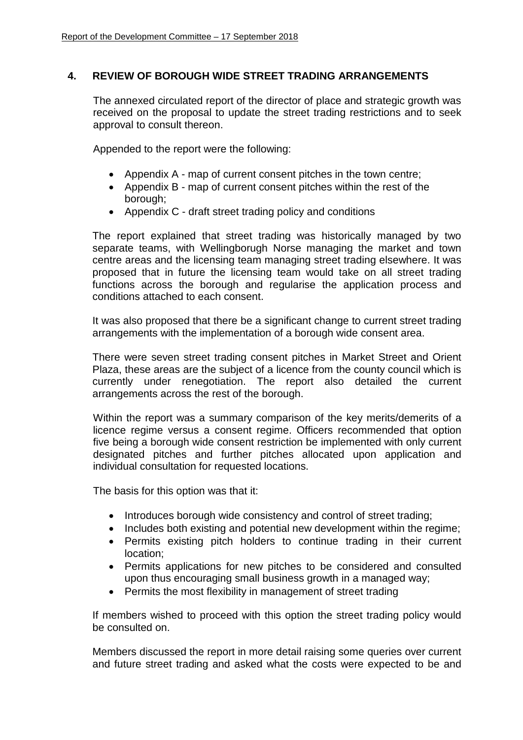## 4. REVIEW OF BOROUGH WIDE STREET TRADING ARRANGEMENTS

The annexed circulated report of the director of place and strategic growth was received on the proposal to update the street trading restrictions and to seek approval to consult thereon.

Appended to the report were the following:

- Appendix A - map of current consent pitches in the town centre;
- Appendix B - map of current consent pitches within the rest of the borough;
- Appendix C - draft street trading policy and conditions

The report explained that street trading was historically managed by two separate teams, with Wellingborough Norse managing the market and town centre areas and the licensing team managing street trading elsewhere. It was proposed that in future the licensing team would take on all street trading functions across the borough and regularise the application process and conditions attached to each consent.

It was also proposed that there be a significant change to current street trading arrangements with the implementation of a borough wide consent area.

There were seven street trading consent pitches in Market Street and Orient Plaza, these areas are the subject of a licence from the county council which is currently under renegotiation. The report also detailed the current arrangements across the rest of the borough.

Within the report was a summary comparison of the key merits/demerits of a licence regime versus a consent regime. Officers recommended that option five being a borough wide consent restriction be implemented with only current designated pitches and further pitches allocated upon application and individual consultation for requested locations.

The basis for this option was that it:

- Introduces borough wide consistency and control of street trading;
- Includes both existing and potential new development within the regime;
- Permits existing pitch holders to continue trading in their current location;
- Permits applications for new pitches to be considered and consulted upon thus encouraging small business growth in a managed way;
- Permits the most flexibility in management of street trading

If members wished to proceed with this option the street trading policy would be consulted on.

Members discussed the report in more detail raising some queries over current and future street trading and asked what the costs were expected to be and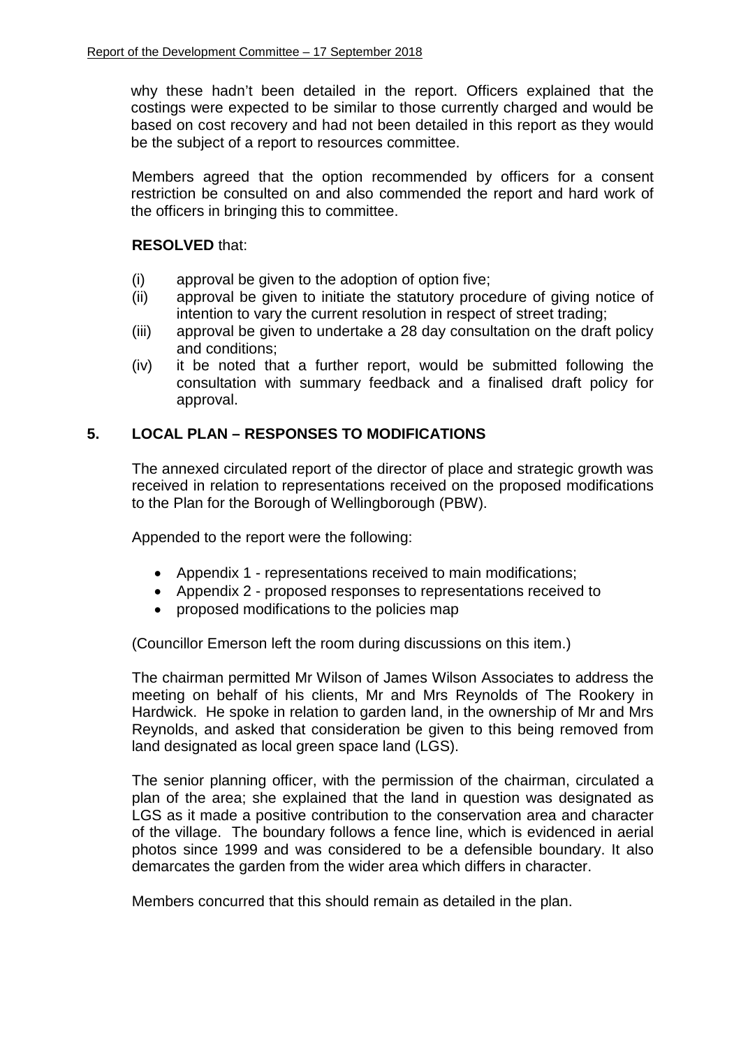why these hadn't been detailed in the report. Officers explained that the costings were expected to be similar to those currently charged and would be based on cost recovery and had not been detailed in this report as they would be the subject of a report to resources committee.

Members agreed that the option recommended by officers for a consent restriction be consulted on and also commended the report and hard work of the officers in bringing this to committee.

**RESOLVED** that:

- (i) approval be given to the adoption of option five;
- (ii) approval be given to initiate the statutory procedure of giving notice of intention to vary the current resolution in respect of street trading;
- (iii) approval be given to undertake a 28 day consultation on the draft policy and conditions;
- (iv) it be noted that a further report, would be submitted following the consultation with summary feedback and a finalised draft policy for approval.

## 5. LOCAL PLAN – RESPONSES TO MODIFICATIONS

The annexed circulated report of the director of place and strategic growth was received in relation to representations received on the proposed modifications to the Plan for the Borough of Wellingborough (PBW).

Appended to the report were the following:

- Appendix 1 - representations received to main modifications;
- Appendix 2 - proposed responses to representations received to
- proposed modifications to the policies map

(Councillor Emerson left the room during discussions on this item.)

The chairman permitted Mr Wilson of James Wilson Associates to address the meeting on behalf of his clients, Mr and Mrs Reynolds of The Rookery in Hardwick. He spoke in relation to garden land, in the ownership of Mr and Mrs Reynolds, and asked that consideration be given to this being removed from land designated as local green space land (LGS).

The senior planning officer, with the permission of the chairman, circulated a plan of the area; she explained that the land in question was designated as LGS as it made a positive contribution to the conservation area and character of the village. The boundary follows a fence line, which is evidenced in aerial photos since 1999 and was considered to be a defensible boundary. It also demarcates the garden from the wider area which differs in character.

Members concurred that this should remain as detailed in the plan.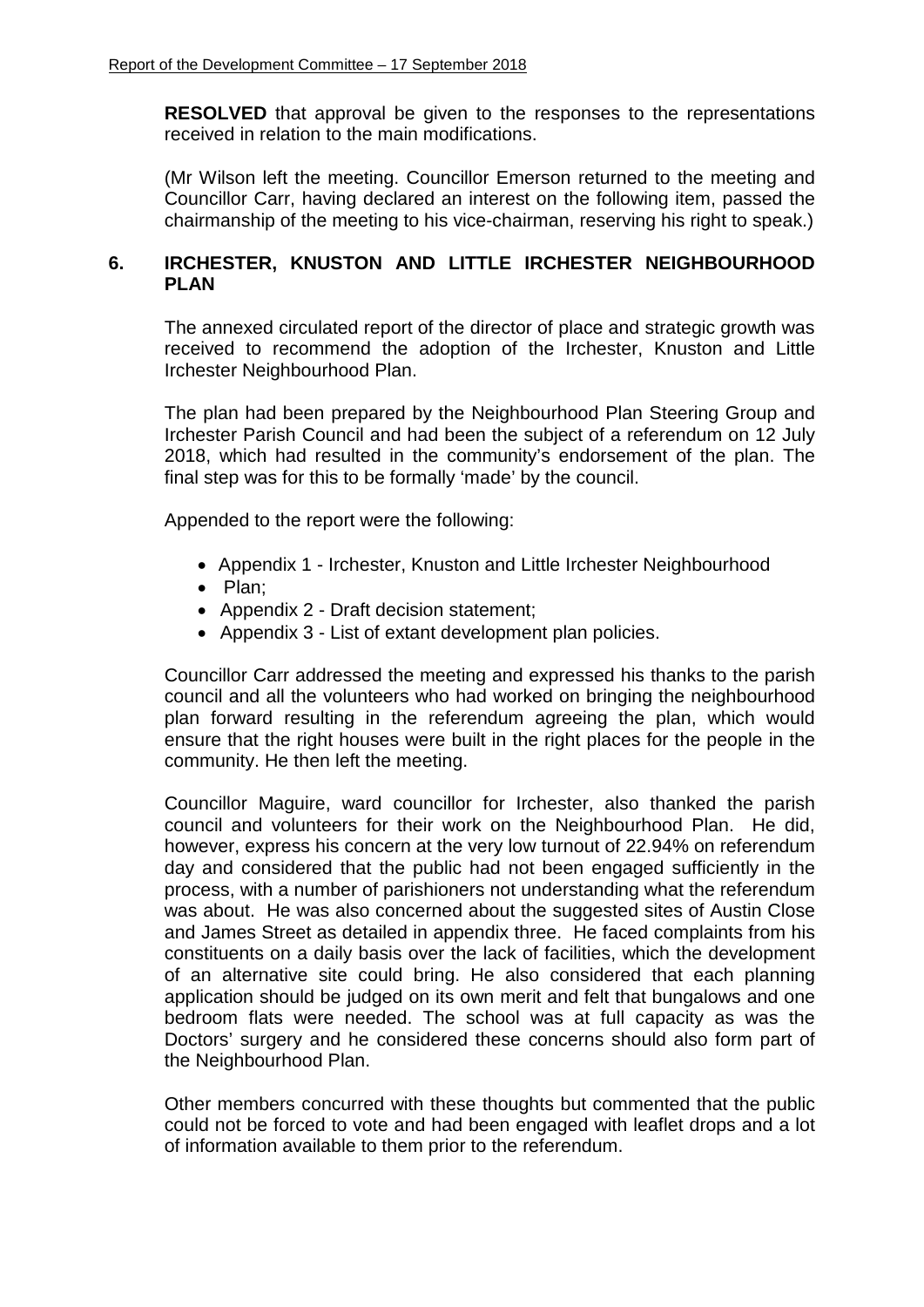**RESOLVED** that approval be given to the responses to the representations received in relation to the main modifications.

(Mr Wilson left the meeting. Councillor Emerson returned to the meeting and Councillor Carr, having declared an interest on the following item, passed the chairmanship of the meeting to his vice-chairman, reserving his right to speak.)

## 6. IRCHESTER, KNUSTON AND LITTLE IRCHESTER NEIGHBOURHOOD PLAN

The annexed circulated report of the director of place and strategic growth was received to recommend the adoption of the Irchester, Knuston and Little Irchester Neighbourhood Plan.

The plan had been prepared by the Neighbourhood Plan Steering Group and Irchester Parish Council and had been the subject of a referendum on 12 July 2018, which had resulted in the community's endorsement of the plan. The final step was for this to be formally 'made' by the council.

Appended to the report were the following:

- Appendix 1 - Irchester, Knuston and Little Irchester Neighbourhood
- Plan;
- Appendix 2 - Draft decision statement;
- Appendix 3 - List of extant development plan policies.

Councillor Carr addressed the meeting and expressed his thanks to the parish council and all the volunteers who had worked on bringing the neighbourhood plan forward resulting in the referendum agreeing the plan, which would ensure that the right houses were built in the right places for the people in the community. He then left the meeting.

Councillor Maguire, ward councillor for Irchester, also thanked the parish council and volunteers for their work on the Neighbourhood Plan. He did, however, express his concern at the very low turnout of 22.94% on referendum day and considered that the public had not been engaged sufficiently in the process, with a number of parishioners not understanding what the referendum was about. He was also concerned about the suggested sites of Austin Close and James Street as detailed in appendix three. He faced complaints from his constituents on a daily basis over the lack of facilities, which the development of an alternative site could bring. He also considered that each planning application should be judged on its own merit and felt that bungalows and one bedroom flats were needed. The school was at full capacity as was the Doctors' surgery and he considered these concerns should also form part of the Neighbourhood Plan.

Other members concurred with these thoughts but commented that the public could not be forced to vote and had been engaged with leaflet drops and a lot of information available to them prior to the referendum.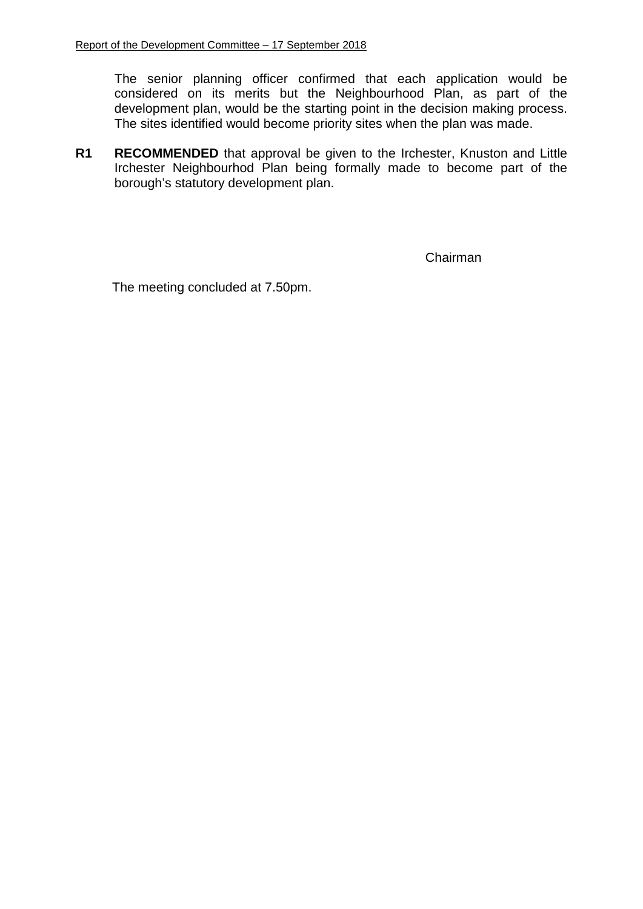The senior planning officer confirmed that each application would be considered on its merits but the Neighbourhood Plan, as part of the development plan, would be the starting point in the decision making process. The sites identified would become priority sites when the plan was made.

**R1** **RECOMMENDED** that approval be given to the Irchester, Knuston and Little Irchester Neighbourhod Plan being formally made to become part of the borough's statutory development plan.

Chairman

The meeting concluded at 7.50pm.